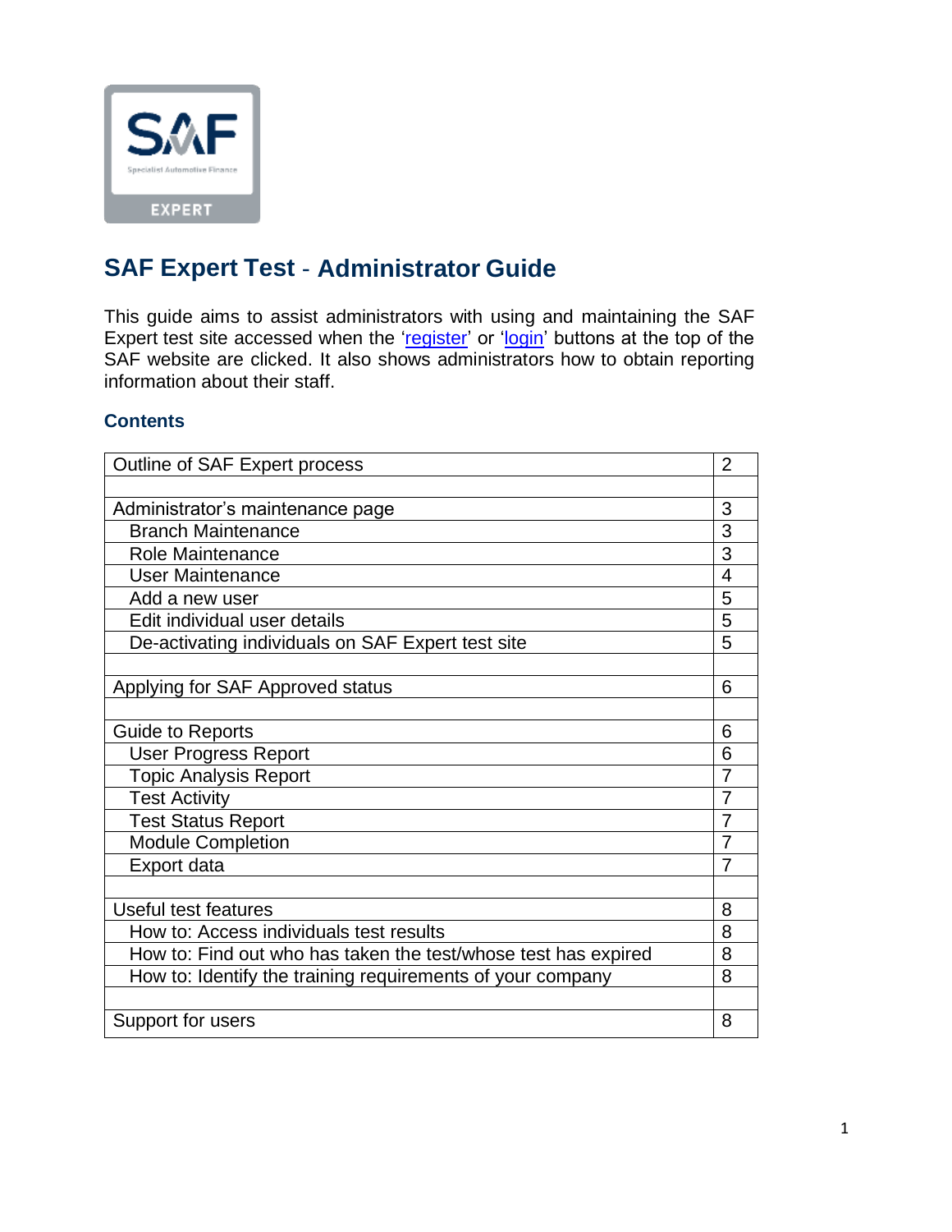# SAF Expert Test - Administrator Guide

This guide aims to assist administrators with using and maintaining the SAF Expert test site accessed when the 'register' or 'login' buttons at the top of the SAF website are clicked. It also shows administrators how to obtain reporting information about their staff.

## Contents

| | |
|---|---|
| Outline of SAF Expert process | 2 |
| | |
| Administrator's maintenance page | 3 |
| Branch Maintenance | 3 |
| Role Maintenance | 3 |
| User Maintenance | 4 |
| Add a new user | 5 |
| Edit individual user details | 5 |
| De-activating individuals on SAF Expert test site | 5 |
| | |
| Applying for SAF Approved status | 6 |
| | |
| Guide to Reports | 6 |
| User Progress Report | 6 |
| Topic Analysis Report | 7 |
| Test Activity | 7 |
| Test Status Report | 7 |
| Module Completion | 7 |
| Export data | 7 |
| | |
| Useful test features | 8 |
| How to: Access individuals test results | 8 |
| How to: Find out who has taken the test/whose test has expired | 8 |
| How to: Identify the training requirements of your company | 8 |
| | |
| Support for users | 8 |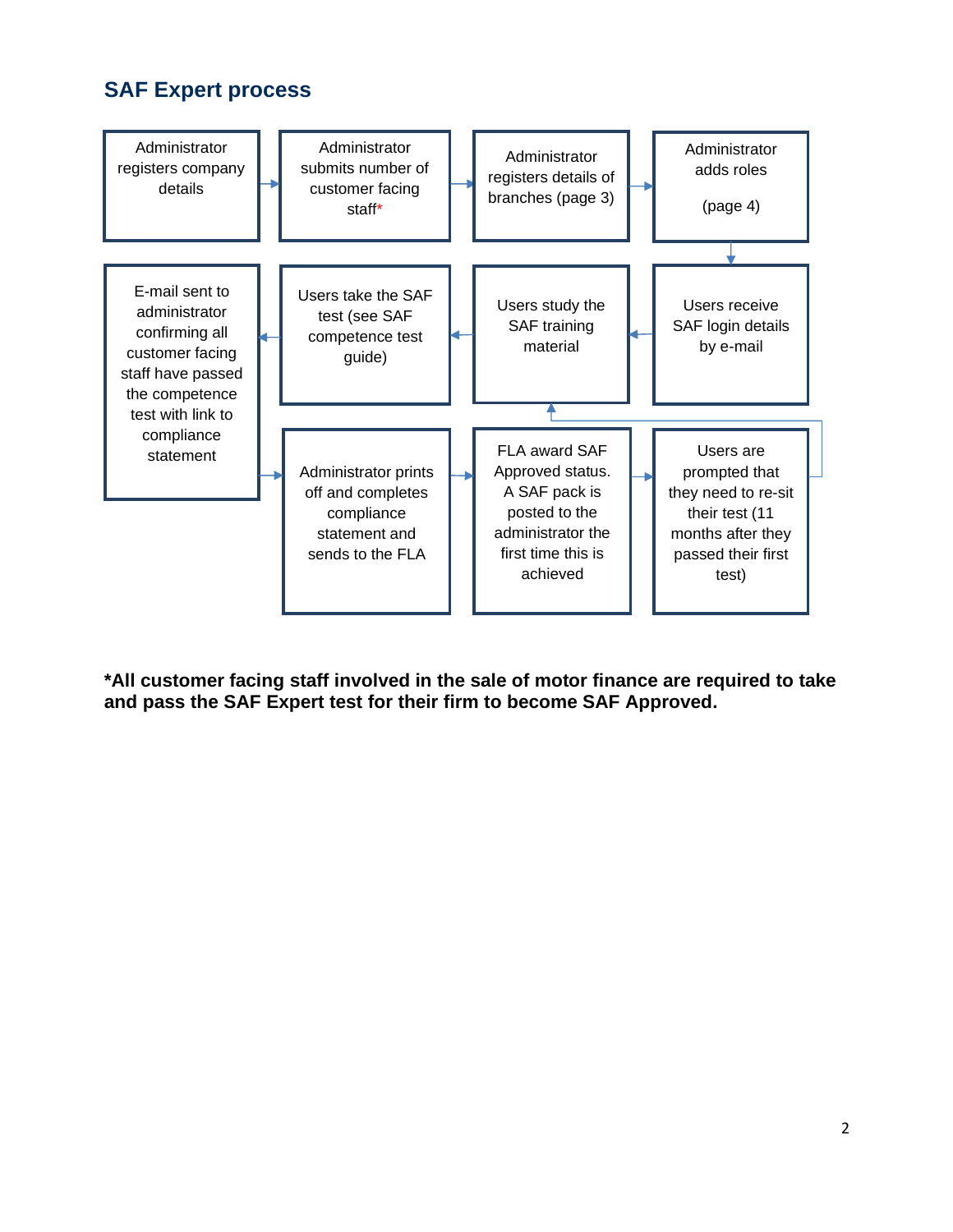## SAF Expert process

Administrator registers company details

Administrator submits number of customer facing staff*

Administrator registers details of branches (page 3)

Administrator adds roles

(page 4)

Users receive SAF login details by e-mail

Users study the SAF training material

Users take the SAF test (see SAF competence test guide)

E-mail sent to administrator confirming all customer facing staff have passed the competence test with link to compliance statement

Administrator prints off and completes compliance statement and sends to the FLA

FLA award SAF Approved status. A SAF pack is posted to the administrator the first time this is achieved

Users are prompted that they need to re-sit their test (11 months after they passed their first test)

**\*All customer facing staff involved in the sale of motor finance are required to take and pass the SAF Expert test for their firm to become SAF Approved.**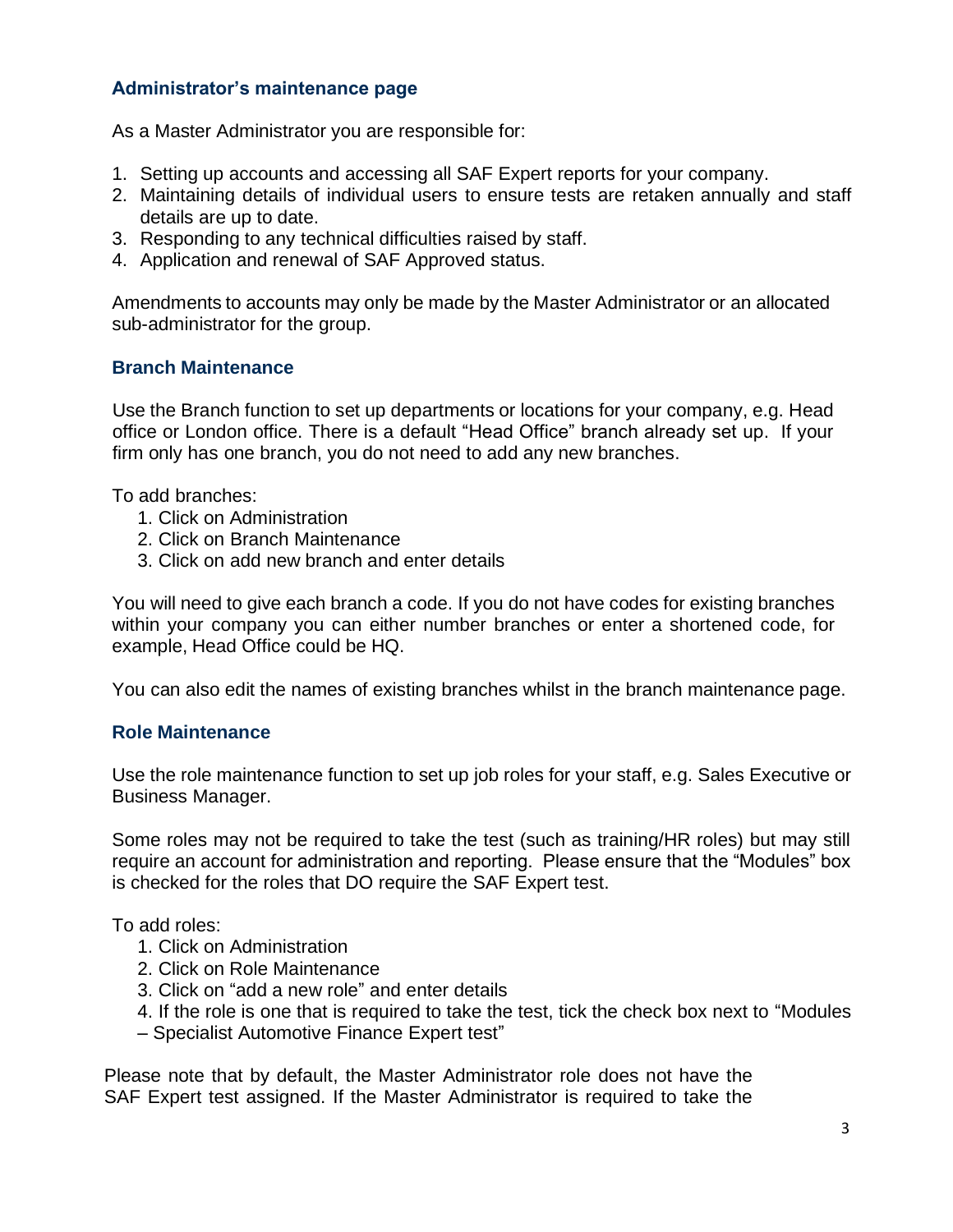### Administrator's maintenance page

As a Master Administrator you are responsible for:

1. Setting up accounts and accessing all SAF Expert reports for your company.
2. Maintaining details of individual users to ensure tests are retaken annually and staff details are up to date.
3. Responding to any technical difficulties raised by staff.
4. Application and renewal of SAF Approved status.

Amendments to accounts may only be made by the Master Administrator or an allocated sub-administrator for the group.

### Branch Maintenance

Use the Branch function to set up departments or locations for your company, e.g. Head office or London office. There is a default "Head Office" branch already set up. If your firm only has one branch, you do not need to add any new branches.

To add branches:

1. Click on Administration
2. Click on Branch Maintenance
3. Click on add new branch and enter details

You will need to give each branch a code. If you do not have codes for existing branches within your company you can either number branches or enter a shortened code, for example, Head Office could be HQ.

You can also edit the names of existing branches whilst in the branch maintenance page.

### Role Maintenance

Use the role maintenance function to set up job roles for your staff, e.g. Sales Executive or Business Manager.

Some roles may not be required to take the test (such as training/HR roles) but may still require an account for administration and reporting. Please ensure that the "Modules" box is checked for the roles that DO require the SAF Expert test.

To add roles:

1. Click on Administration
2. Click on Role Maintenance
3. Click on "add a new role" and enter details
4. If the role is one that is required to take the test, tick the check box next to "Modules – Specialist Automotive Finance Expert test"

Please note that by default, the Master Administrator role does not have the SAF Expert test assigned. If the Master Administrator is required to take the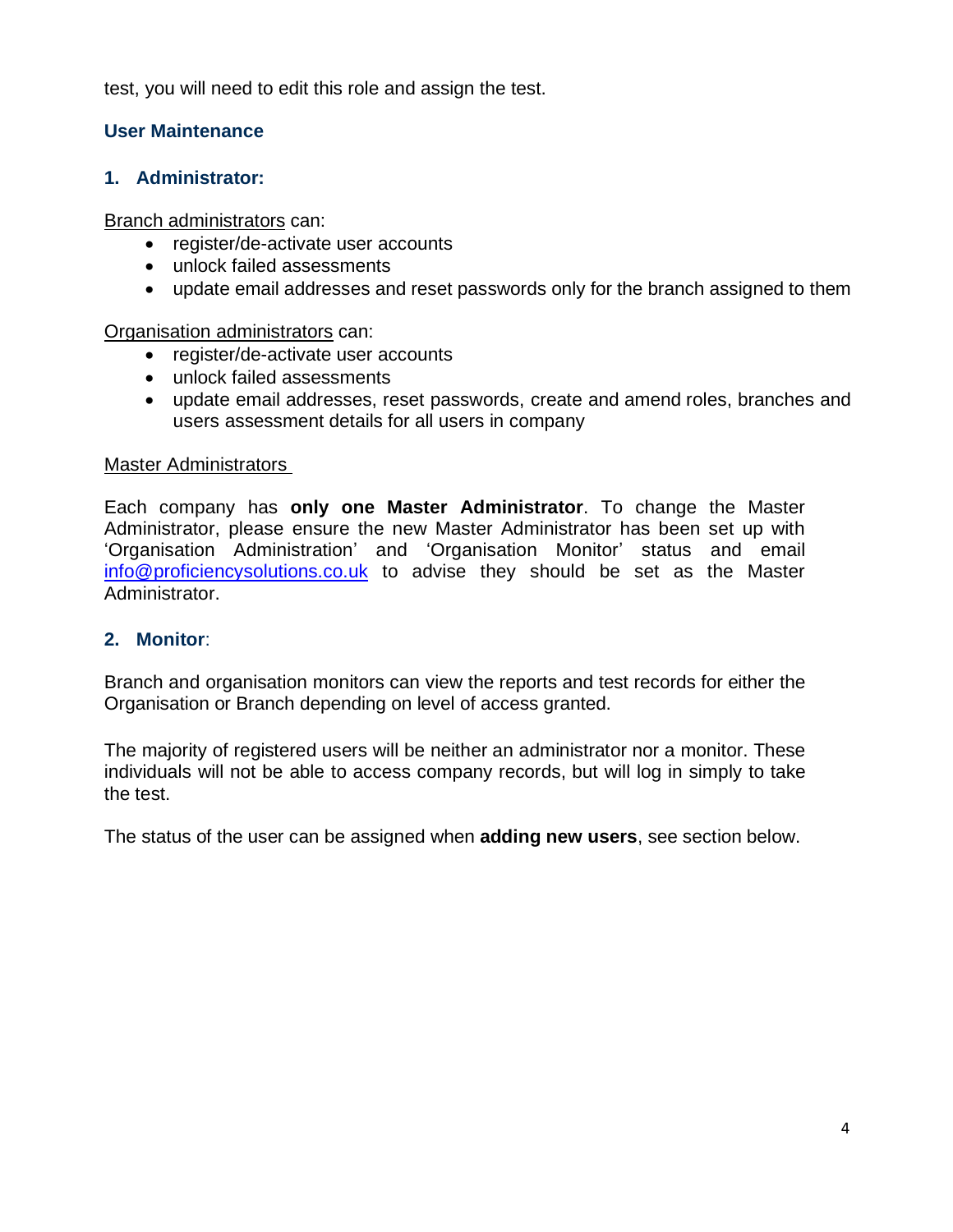test, you will need to edit this role and assign the test.

## User Maintenance

### 1. Administrator:

Branch administrators can:

- register/de-activate user accounts
- unlock failed assessments
- update email addresses and reset passwords only for the branch assigned to them

Organisation administrators can:

- register/de-activate user accounts
- unlock failed assessments
- update email addresses, reset passwords, create and amend roles, branches and users assessment details for all users in company

Master Administrators

Each company has **only one Master Administrator**. To change the Master Administrator, please ensure the new Master Administrator has been set up with 'Organisation Administration' and 'Organisation Monitor' status and email info@proficiencysolutions.co.uk to advise they should be set as the Master Administrator.

### 2. Monitor:

Branch and organisation monitors can view the reports and test records for either the Organisation or Branch depending on level of access granted.

The majority of registered users will be neither an administrator nor a monitor. These individuals will not be able to access company records, but will log in simply to take the test.

The status of the user can be assigned when **adding new users**, see section below.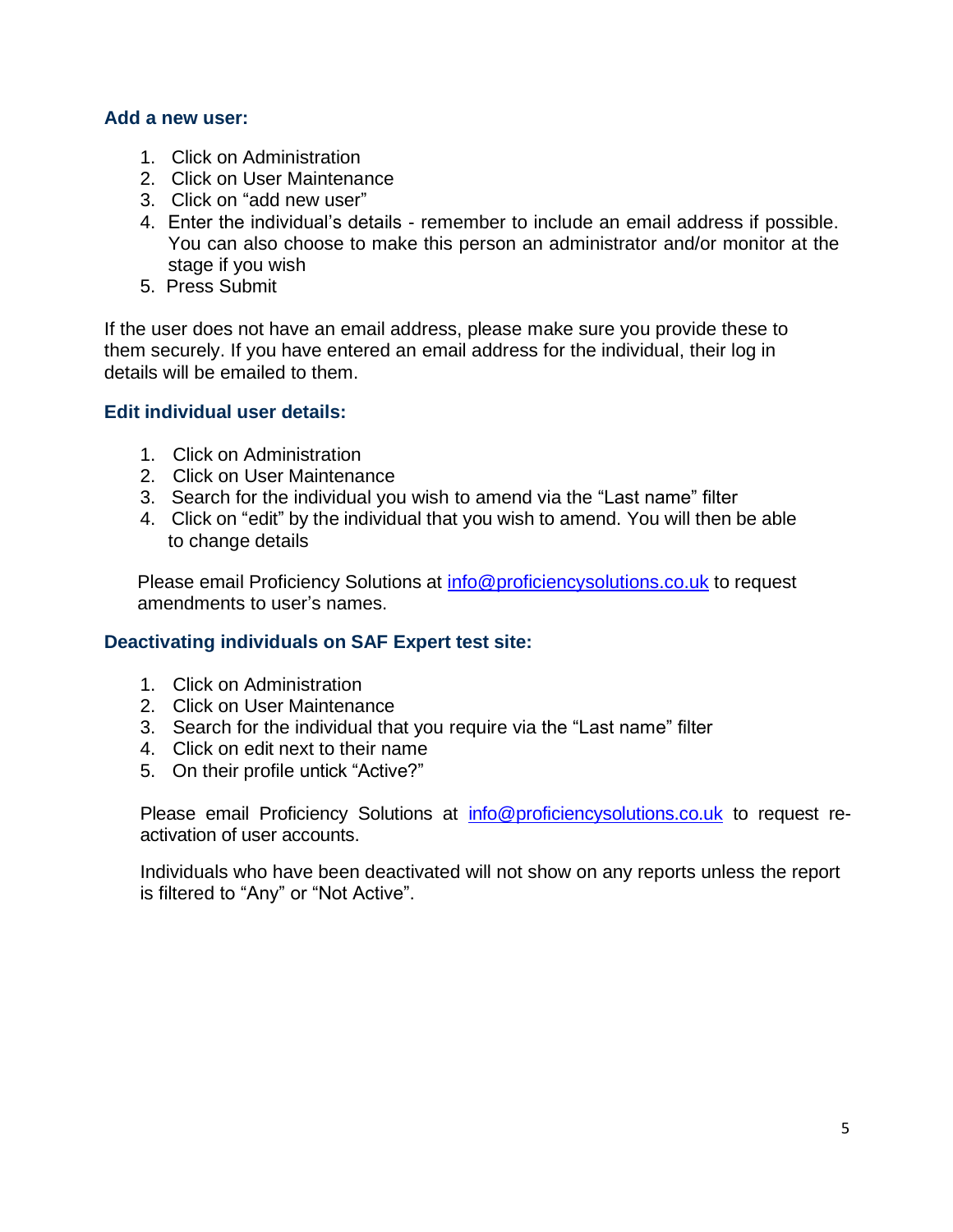### Add a new user:

1. Click on Administration
2. Click on User Maintenance
3. Click on "add new user"
4. Enter the individual's details - remember to include an email address if possible. You can also choose to make this person an administrator and/or monitor at the stage if you wish
5. Press Submit

If the user does not have an email address, please make sure you provide these to them securely. If you have entered an email address for the individual, their log in details will be emailed to them.

### Edit individual user details:

1. Click on Administration
2. Click on User Maintenance
3. Search for the individual you wish to amend via the "Last name" filter
4. Click on "edit" by the individual that you wish to amend. You will then be able to change details

Please email Proficiency Solutions at info@proficiencysolutions.co.uk to request amendments to user's names.

### Deactivating individuals on SAF Expert test site:

1. Click on Administration
2. Click on User Maintenance
3. Search for the individual that you require via the "Last name" filter
4. Click on edit next to their name
5. On their profile untick "Active?"

Please email Proficiency Solutions at info@proficiencysolutions.co.uk to request re-activation of user accounts.

Individuals who have been deactivated will not show on any reports unless the report is filtered to "Any" or "Not Active".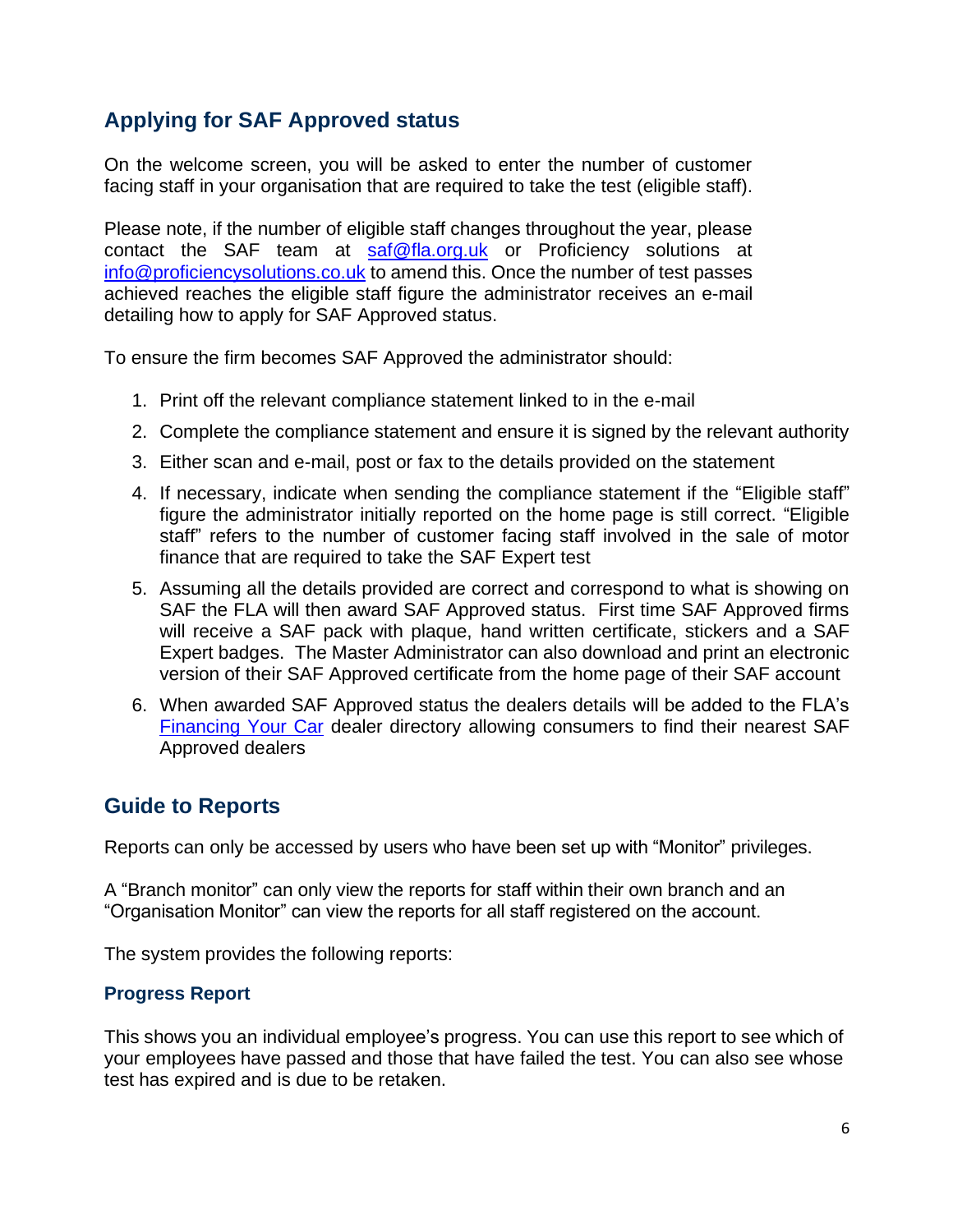## Applying for SAF Approved status

On the welcome screen, you will be asked to enter the number of customer facing staff in your organisation that are required to take the test (eligible staff).

Please note, if the number of eligible staff changes throughout the year, please contact the SAF team at [saf@fla.org.uk](mailto:saf@fla.org.uk) or Proficiency solutions at [info@proficiencysolutions.co.uk](mailto:info@proficiencysolutions.co.uk) to amend this. Once the number of test passes achieved reaches the eligible staff figure the administrator receives an e-mail detailing how to apply for SAF Approved status.

To ensure the firm becomes SAF Approved the administrator should:

1. Print off the relevant compliance statement linked to in the e-mail
2. Complete the compliance statement and ensure it is signed by the relevant authority
3. Either scan and e-mail, post or fax to the details provided on the statement
4. If necessary, indicate when sending the compliance statement if the "Eligible staff" figure the administrator initially reported on the home page is still correct. "Eligible staff" refers to the number of customer facing staff involved in the sale of motor finance that are required to take the SAF Expert test
5. Assuming all the details provided are correct and correspond to what is showing on SAF the FLA will then award SAF Approved status. First time SAF Approved firms will receive a SAF pack with plaque, hand written certificate, stickers and a SAF Expert badges. The Master Administrator can also download and print an electronic version of their SAF Approved certificate from the home page of their SAF account
6. When awarded SAF Approved status the dealers details will be added to the FLA's Financing Your Car dealer directory allowing consumers to find their nearest SAF Approved dealers

## Guide to Reports

Reports can only be accessed by users who have been set up with "Monitor" privileges.

A "Branch monitor" can only view the reports for staff within their own branch and an "Organisation Monitor" can view the reports for all staff registered on the account.

The system provides the following reports:

### Progress Report

This shows you an individual employee's progress. You can use this report to see which of your employees have passed and those that have failed the test. You can also see whose test has expired and is due to be retaken.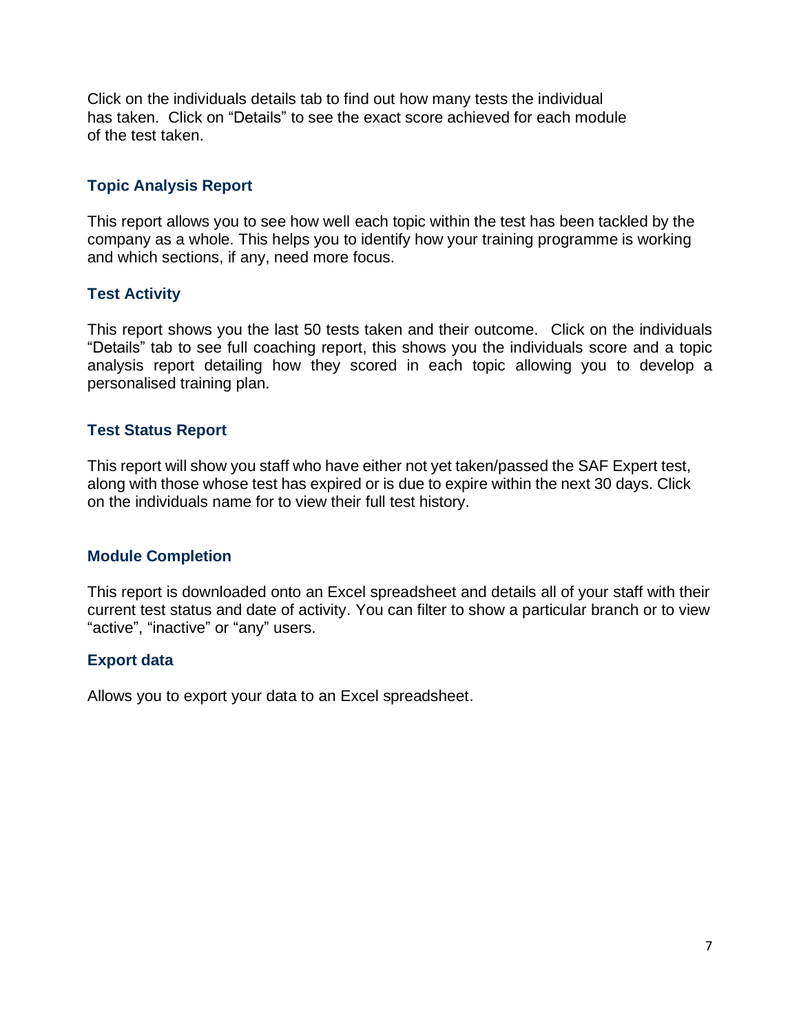Click on the individuals details tab to find out how many tests the individual has taken. Click on "Details" to see the exact score achieved for each module of the test taken.

### Topic Analysis Report

This report allows you to see how well each topic within the test has been tackled by the company as a whole. This helps you to identify how your training programme is working and which sections, if any, need more focus.

### Test Activity

This report shows you the last 50 tests taken and their outcome. Click on the individuals "Details" tab to see full coaching report, this shows you the individuals score and a topic analysis report detailing how they scored in each topic allowing you to develop a personalised training plan.

### Test Status Report

This report will show you staff who have either not yet taken/passed the SAF Expert test, along with those whose test has expired or is due to expire within the next 30 days. Click on the individuals name for to view their full test history.

### Module Completion

This report is downloaded onto an Excel spreadsheet and details all of your staff with their current test status and date of activity. You can filter to show a particular branch or to view "active", "inactive" or "any" users.

### Export data

Allows you to export your data to an Excel spreadsheet.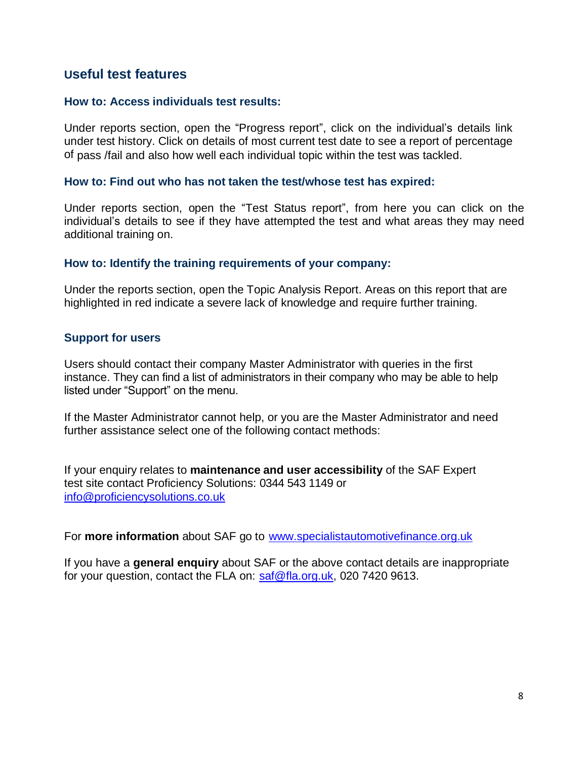## Useful test features

### How to: Access individuals test results:

Under reports section, open the "Progress report", click on the individual's details link under test history. Click on details of most current test date to see a report of percentage of pass /fail and also how well each individual topic within the test was tackled.

### How to: Find out who has not taken the test/whose test has expired:

Under reports section, open the "Test Status report", from here you can click on the individual's details to see if they have attempted the test and what areas they may need additional training on.

### How to: Identify the training requirements of your company:

Under the reports section, open the Topic Analysis Report. Areas on this report that are highlighted in red indicate a severe lack of knowledge and require further training.

### Support for users

Users should contact their company Master Administrator with queries in the first instance. They can find a list of administrators in their company who may be able to help listed under "Support" on the menu.

If the Master Administrator cannot help, or you are the Master Administrator and need further assistance select one of the following contact methods:

If your enquiry relates to **maintenance and user accessibility** of the SAF Expert test site contact Proficiency Solutions: 0344 543 1149 or info@proficiencysolutions.co.uk

For **more information** about SAF go to www.specialistautomotivefinance.org.uk

If you have a **general enquiry** about SAF or the above contact details are inappropriate for your question, contact the FLA on: saf@fla.org.uk, 020 7420 9613.